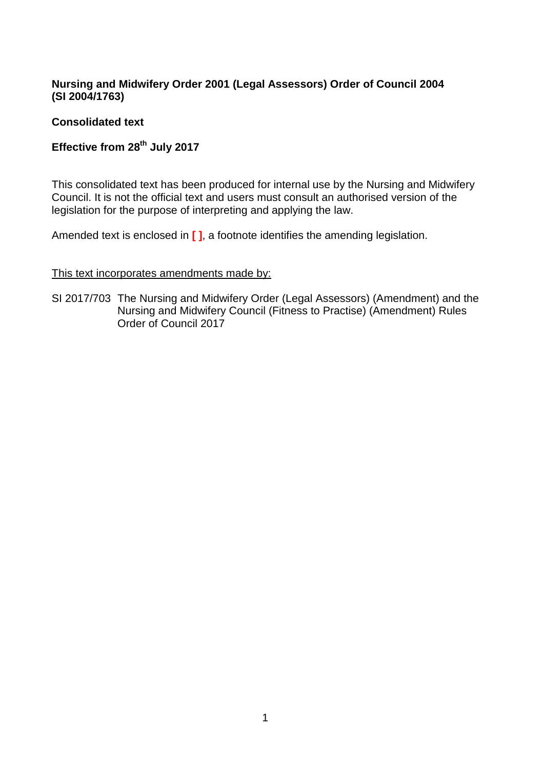**Nursing and Midwifery Order 2001 (Legal Assessors) Order of Council 2004 (SI 2004/1763)**

**Consolidated text**

**Effective from 28th July 2017**

This consolidated text has been produced for internal use by the Nursing and Midwifery Council. It is not the official text and users must consult an authorised version of the legislation for the purpose of interpreting and applying the law.

Amended text is enclosed in **[ ]**, a footnote identifies the amending legislation.

<u>This text incorporates amendments made by:</u>

SI 2017/703 The Nursing and Midwifery Order (Legal Assessors) (Amendment) and the Nursing and Midwifery Council (Fitness to Practise) (Amendment) Rules Order of Council 2017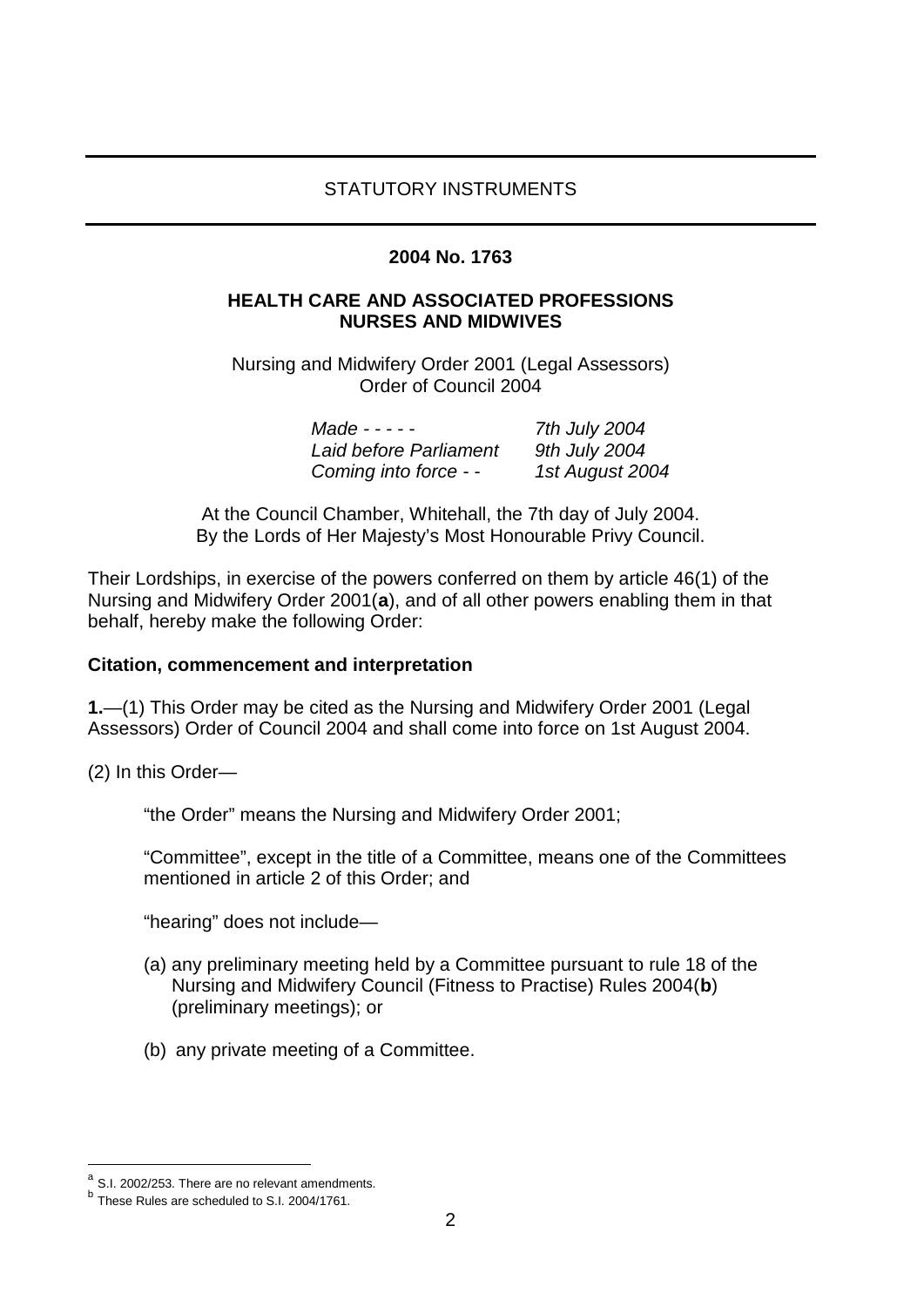STATUTORY INSTRUMENTS

**2004 No. 1763**

**HEALTH CARE AND ASSOCIATED PROFESSIONS**
**NURSES AND MIDWIVES**

Nursing and Midwifery Order 2001 (Legal Assessors) Order of Council 2004

| | |
|---|---|
| *Made - - - - -* | *7th July 2004* |
| *Laid before Parliament* | *9th July 2004* |
| *Coming into force - -* | *1st August 2004* |

At the Council Chamber, Whitehall, the 7th day of July 2004.
By the Lords of Her Majesty's Most Honourable Privy Council.

Their Lordships, in exercise of the powers conferred on them by article 46(1) of the Nursing and Midwifery Order 2001(**a**), and of all other powers enabling them in that behalf, hereby make the following Order:

**Citation, commencement and interpretation**

**1.**—(1) This Order may be cited as the Nursing and Midwifery Order 2001 (Legal Assessors) Order of Council 2004 and shall come into force on 1st August 2004.

(2) In this Order—

"the Order" means the Nursing and Midwifery Order 2001;

"Committee", except in the title of a Committee, means one of the Committees mentioned in article 2 of this Order; and

"hearing" does not include—

(a) any preliminary meeting held by a Committee pursuant to rule 18 of the Nursing and Midwifery Council (Fitness to Practise) Rules 2004(**b**) (preliminary meetings); or

(b) any private meeting of a Committee.

---

[a] S.I. 2002/253. There are no relevant amendments.

[b] These Rules are scheduled to S.I. 2004/1761.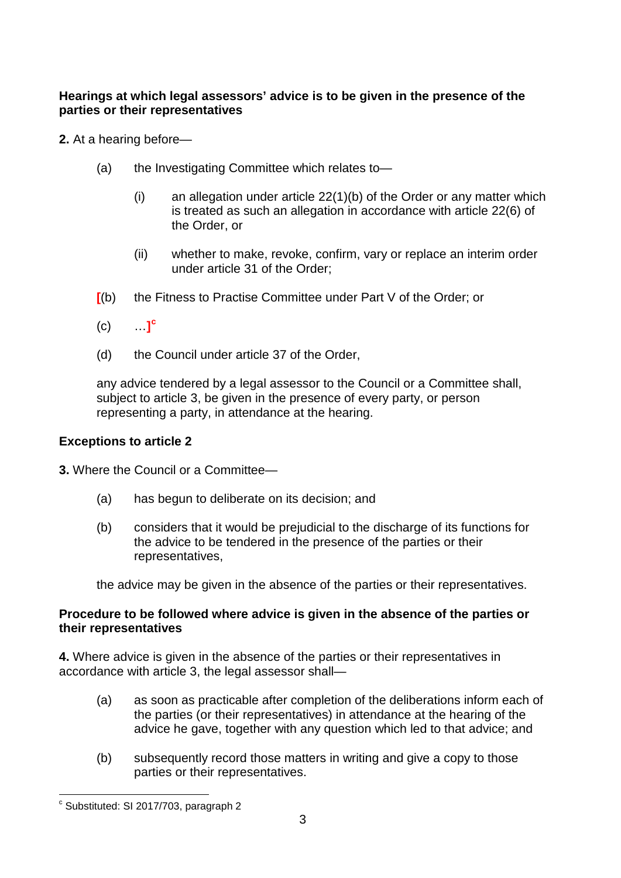**Hearings at which legal assessors' advice is to be given in the presence of the parties or their representatives**

**2.** At a hearing before—

(a) the Investigating Committee which relates to—

(i) an allegation under article 22(1)(b) of the Order or any matter which is treated as such an allegation in accordance with article 22(6) of the Order, or

(ii) whether to make, revoke, confirm, vary or replace an interim order under article 31 of the Order;

[(b) the Fitness to Practise Committee under Part V of the Order; or

(c) …][c]

(d) the Council under article 37 of the Order,

any advice tendered by a legal assessor to the Council or a Committee shall, subject to article 3, be given in the presence of every party, or person representing a party, in attendance at the hearing.

**Exceptions to article 2**

**3.** Where the Council or a Committee—

(a) has begun to deliberate on its decision; and

(b) considers that it would be prejudicial to the discharge of its functions for the advice to be tendered in the presence of the parties or their representatives,

the advice may be given in the absence of the parties or their representatives.

**Procedure to be followed where advice is given in the absence of the parties or their representatives**

**4.** Where advice is given in the absence of the parties or their representatives in accordance with article 3, the legal assessor shall—

(a) as soon as practicable after completion of the deliberations inform each of the parties (or their representatives) in attendance at the hearing of the advice he gave, together with any question which led to that advice; and

(b) subsequently record those matters in writing and give a copy to those parties or their representatives.

---

[c] Substituted: SI 2017/703, paragraph 2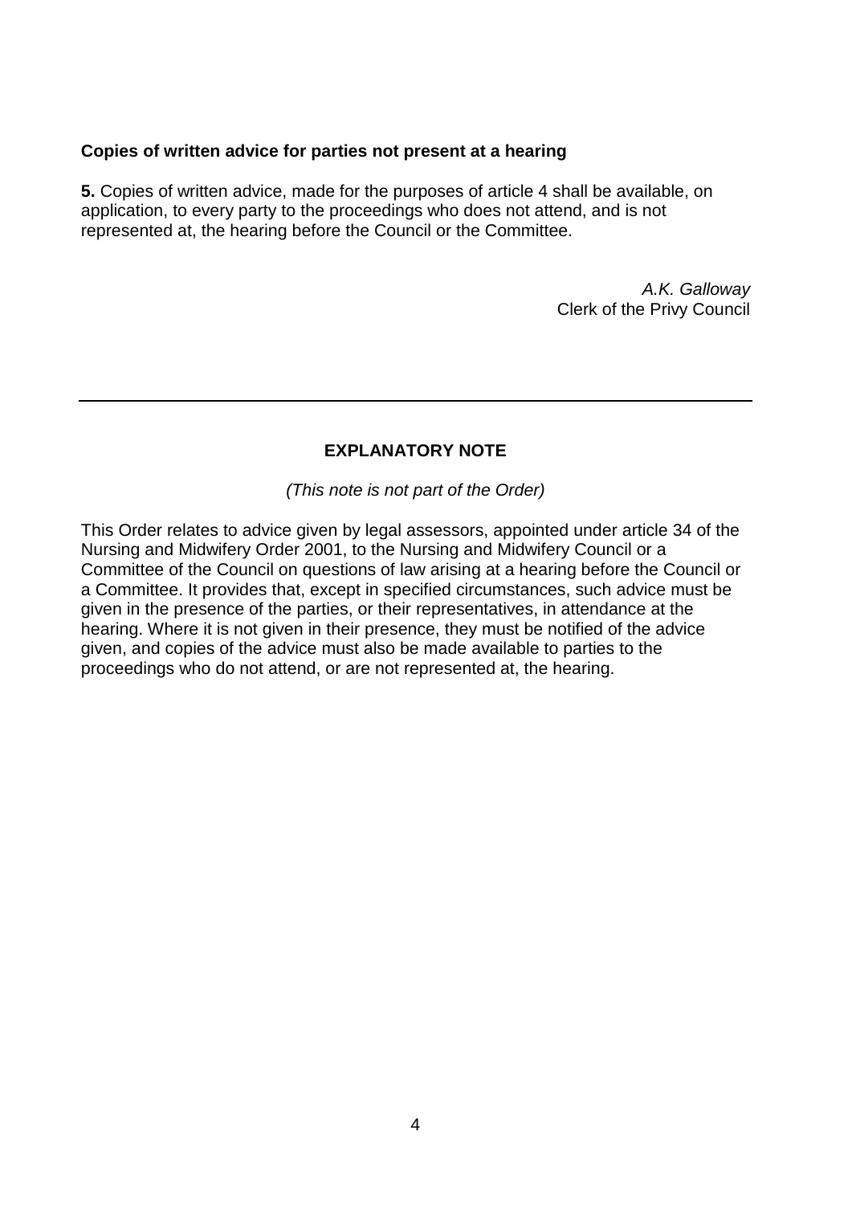**Copies of written advice for parties not present at a hearing**

**5.** Copies of written advice, made for the purposes of article 4 shall be available, on application, to every party to the proceedings who does not attend, and is not represented at, the hearing before the Council or the Committee.

*A.K. Galloway*
Clerk of the Privy Council

---

## EXPLANATORY NOTE

*(This note is not part of the Order)*

This Order relates to advice given by legal assessors, appointed under article 34 of the Nursing and Midwifery Order 2001, to the Nursing and Midwifery Council or a Committee of the Council on questions of law arising at a hearing before the Council or a Committee. It provides that, except in specified circumstances, such advice must be given in the presence of the parties, or their representatives, in attendance at the hearing. Where it is not given in their presence, they must be notified of the advice given, and copies of the advice must also be made available to parties to the proceedings who do not attend, or are not represented at, the hearing.